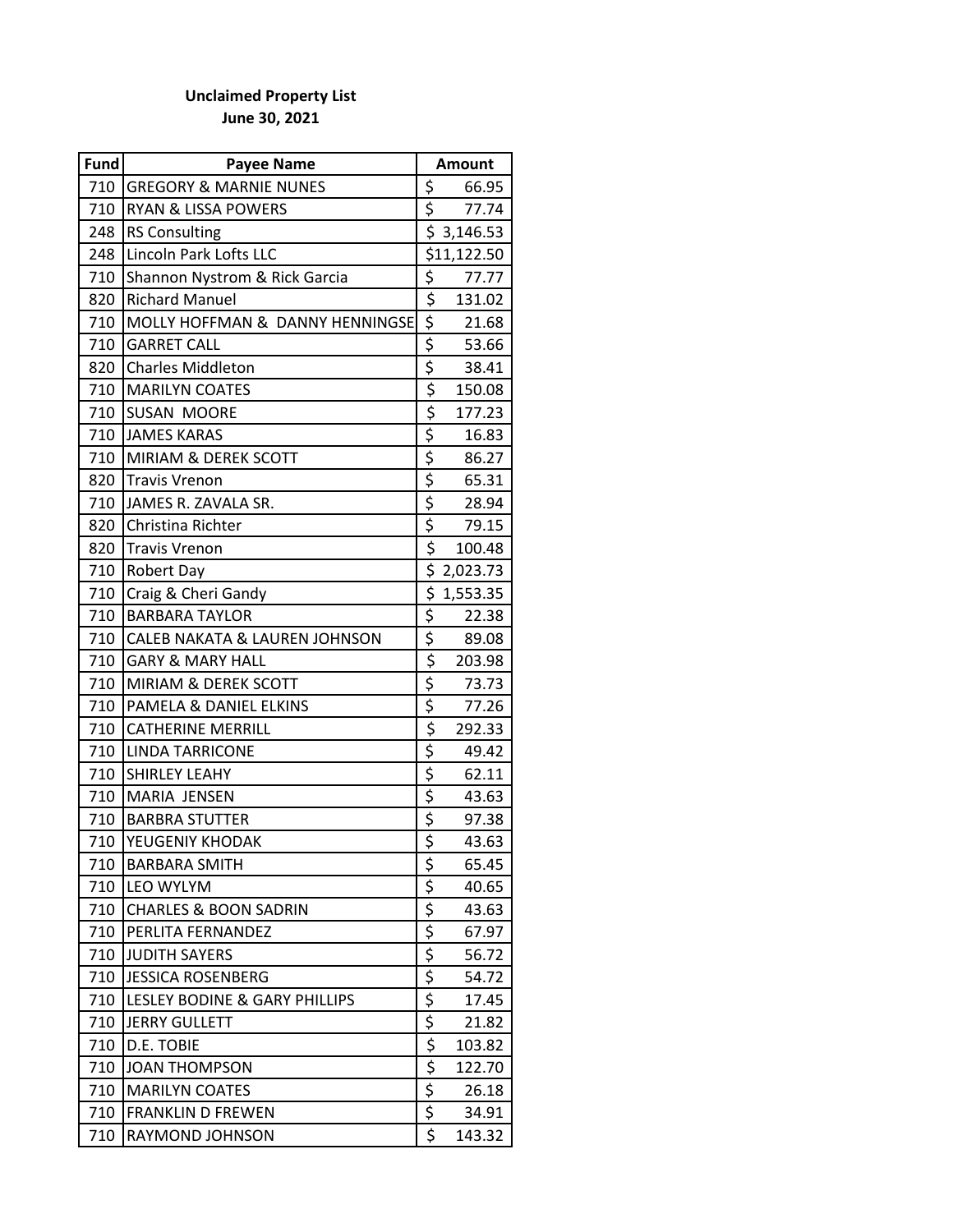**Unclaimed Property List**
**June 30, 2021**

| Fund | Payee Name | Amount |
|---|---|---|
| 710 | GREGORY & MARNIE NUNES | $ 66.95 |
| 710 | RYAN & LISSA POWERS | $ 77.74 |
| 248 | RS Consulting | $ 3,146.53 |
| 248 | Lincoln Park Lofts LLC | $11,122.50 |
| 710 | Shannon Nystrom & Rick Garcia | $ 77.77 |
| 820 | Richard Manuel | $ 131.02 |
| 710 | MOLLY HOFFMAN & DANNY HENNINGSE | $ 21.68 |
| 710 | GARRET CALL | $ 53.66 |
| 820 | Charles Middleton | $ 38.41 |
| 710 | MARILYN COATES | $ 150.08 |
| 710 | SUSAN MOORE | $ 177.23 |
| 710 | JAMES KARAS | $ 16.83 |
| 710 | MIRIAM & DEREK SCOTT | $ 86.27 |
| 820 | Travis Vrenon | $ 65.31 |
| 710 | JAMES R. ZAVALA SR. | $ 28.94 |
| 820 | Christina Richter | $ 79.15 |
| 820 | Travis Vrenon | $ 100.48 |
| 710 | Robert Day | $ 2,023.73 |
| 710 | Craig & Cheri Gandy | $ 1,553.35 |
| 710 | BARBARA TAYLOR | $ 22.38 |
| 710 | CALEB NAKATA & LAUREN JOHNSON | $ 89.08 |
| 710 | GARY & MARY HALL | $ 203.98 |
| 710 | MIRIAM & DEREK SCOTT | $ 73.73 |
| 710 | PAMELA & DANIEL ELKINS | $ 77.26 |
| 710 | CATHERINE MERRILL | $ 292.33 |
| 710 | LINDA TARRICONE | $ 49.42 |
| 710 | SHIRLEY LEAHY | $ 62.11 |
| 710 | MARIA JENSEN | $ 43.63 |
| 710 | BARBRA STUTTER | $ 97.38 |
| 710 | YEUGENIY KHODAK | $ 43.63 |
| 710 | BARBARA SMITH | $ 65.45 |
| 710 | LEO WYLYM | $ 40.65 |
| 710 | CHARLES & BOON SADRIN | $ 43.63 |
| 710 | PERLITA FERNANDEZ | $ 67.97 |
| 710 | JUDITH SAYERS | $ 56.72 |
| 710 | JESSICA ROSENBERG | $ 54.72 |
| 710 | LESLEY BODINE & GARY PHILLIPS | $ 17.45 |
| 710 | JERRY GULLETT | $ 21.82 |
| 710 | D.E. TOBIE | $ 103.82 |
| 710 | JOAN THOMPSON | $ 122.70 |
| 710 | MARILYN COATES | $ 26.18 |
| 710 | FRANKLIN D FREWEN | $ 34.91 |
| 710 | RAYMOND JOHNSON | $ 143.32 |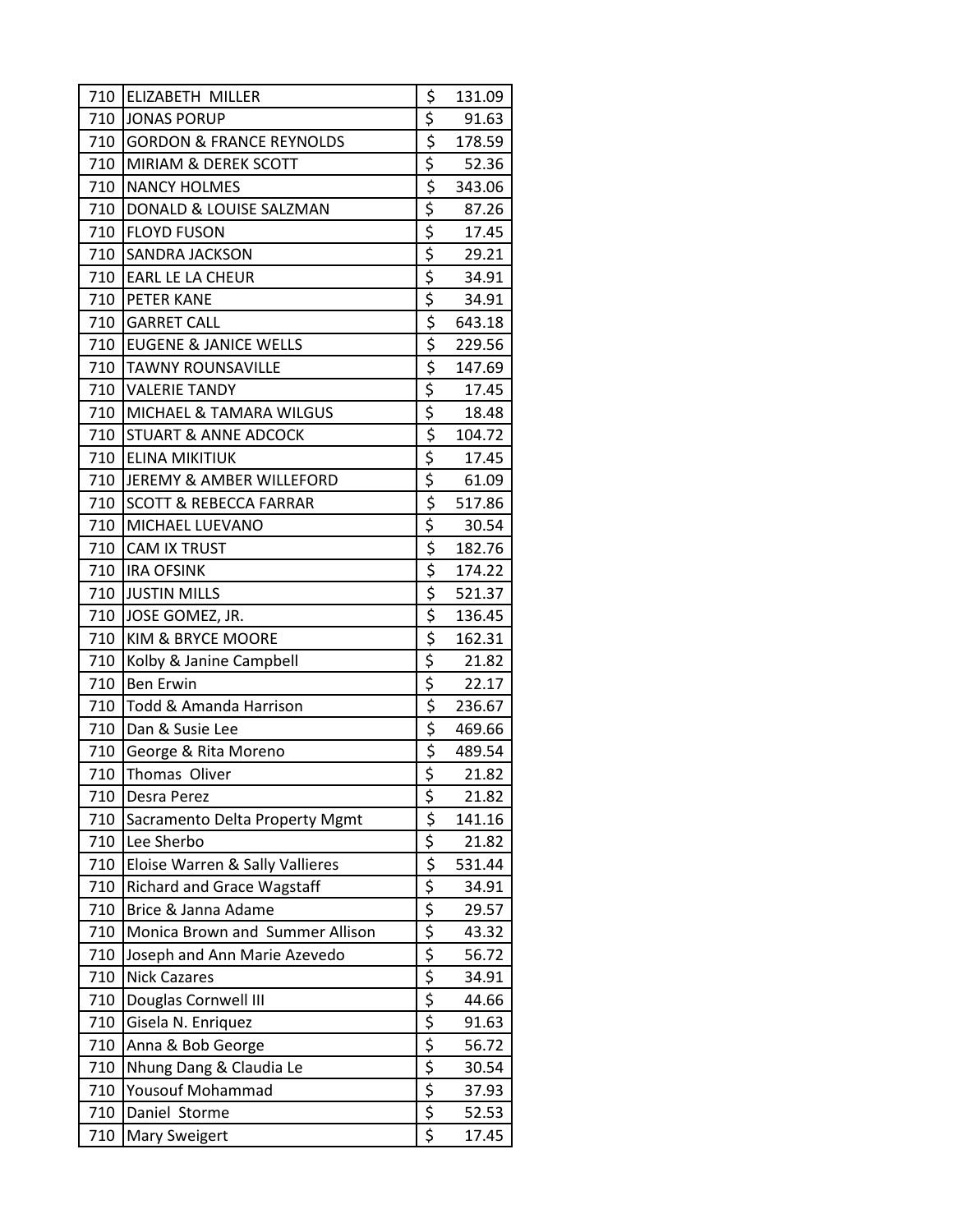| | | | |
|---|---|---|---|
| 710 | ELIZABETH MILLER | $ | 131.09 |
| 710 | JONAS PORUP | $ | 91.63 |
| 710 | GORDON & FRANCE REYNOLDS | $ | 178.59 |
| 710 | MIRIAM & DEREK SCOTT | $ | 52.36 |
| 710 | NANCY HOLMES | $ | 343.06 |
| 710 | DONALD & LOUISE SALZMAN | $ | 87.26 |
| 710 | FLOYD FUSON | $ | 17.45 |
| 710 | SANDRA JACKSON | $ | 29.21 |
| 710 | EARL LE LA CHEUR | $ | 34.91 |
| 710 | PETER KANE | $ | 34.91 |
| 710 | GARRET CALL | $ | 643.18 |
| 710 | EUGENE & JANICE WELLS | $ | 229.56 |
| 710 | TAWNY ROUNSAVILLE | $ | 147.69 |
| 710 | VALERIE TANDY | $ | 17.45 |
| 710 | MICHAEL & TAMARA WILGUS | $ | 18.48 |
| 710 | STUART & ANNE ADCOCK | $ | 104.72 |
| 710 | ELINA MIKITIUK | $ | 17.45 |
| 710 | JEREMY & AMBER WILLEFORD | $ | 61.09 |
| 710 | SCOTT & REBECCA FARRAR | $ | 517.86 |
| 710 | MICHAEL LUEVANO | $ | 30.54 |
| 710 | CAM IX TRUST | $ | 182.76 |
| 710 | IRA OFSINK | $ | 174.22 |
| 710 | JUSTIN MILLS | $ | 521.37 |
| 710 | JOSE GOMEZ, JR. | $ | 136.45 |
| 710 | KIM & BRYCE MOORE | $ | 162.31 |
| 710 | Kolby & Janine Campbell | $ | 21.82 |
| 710 | Ben Erwin | $ | 22.17 |
| 710 | Todd & Amanda Harrison | $ | 236.67 |
| 710 | Dan & Susie Lee | $ | 469.66 |
| 710 | George & Rita Moreno | $ | 489.54 |
| 710 | Thomas Oliver | $ | 21.82 |
| 710 | Desra Perez | $ | 21.82 |
| 710 | Sacramento Delta Property Mgmt | $ | 141.16 |
| 710 | Lee Sherbo | $ | 21.82 |
| 710 | Eloise Warren & Sally Vallieres | $ | 531.44 |
| 710 | Richard and Grace Wagstaff | $ | 34.91 |
| 710 | Brice & Janna Adame | $ | 29.57 |
| 710 | Monica Brown and Summer Allison | $ | 43.32 |
| 710 | Joseph and Ann Marie Azevedo | $ | 56.72 |
| 710 | Nick Cazares | $ | 34.91 |
| 710 | Douglas Cornwell III | $ | 44.66 |
| 710 | Gisela N. Enriquez | $ | 91.63 |
| 710 | Anna & Bob George | $ | 56.72 |
| 710 | Nhung Dang & Claudia Le | $ | 30.54 |
| 710 | Yousouf Mohammad | $ | 37.93 |
| 710 | Daniel Storme | $ | 52.53 |
| 710 | Mary Sweigert | $ | 17.45 |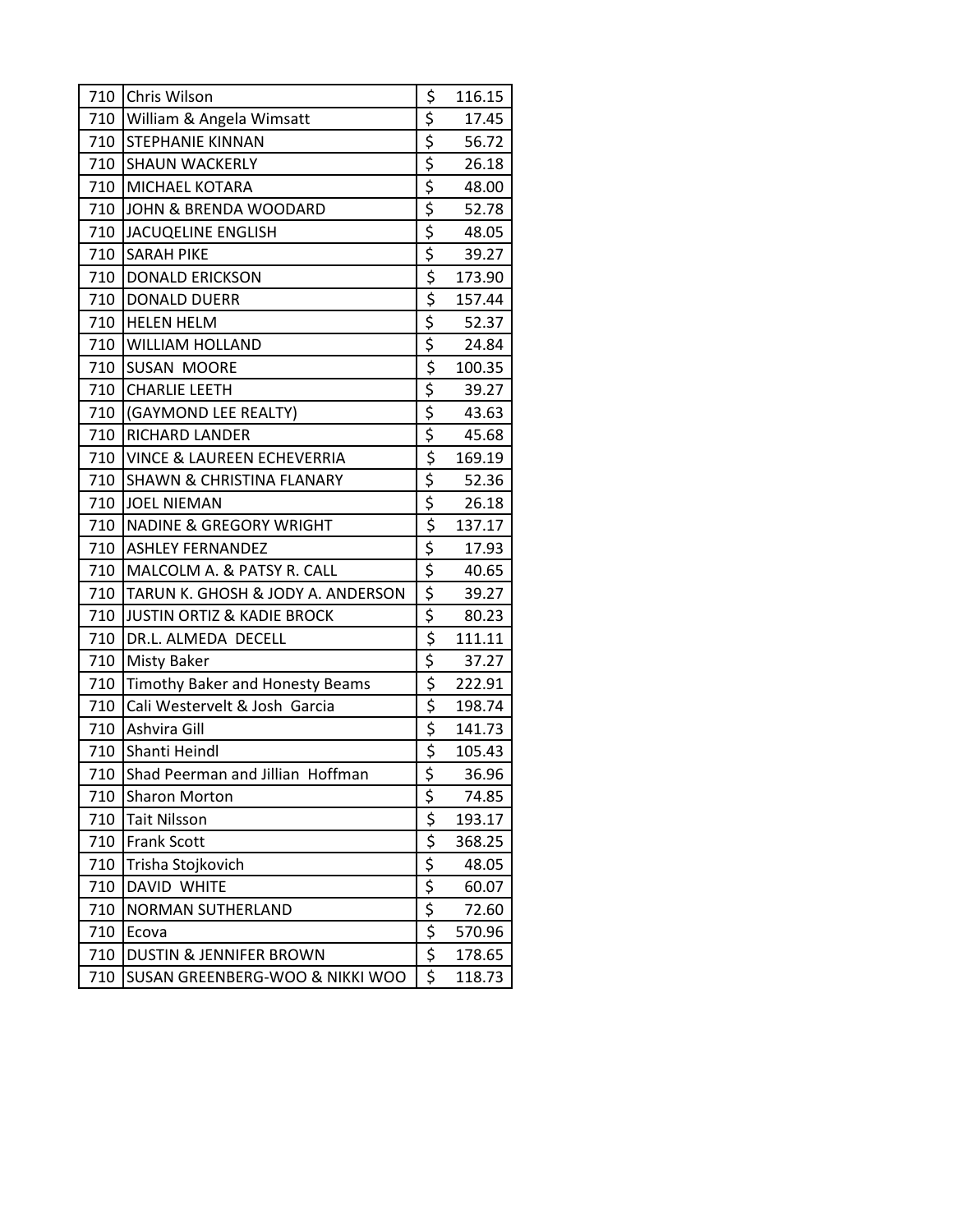| | | | |
|---|---|---|---|
| 710 | Chris Wilson | $ | 116.15 |
| 710 | William & Angela Wimsatt | $ | 17.45 |
| 710 | STEPHANIE KINNAN | $ | 56.72 |
| 710 | SHAUN WACKERLY | $ | 26.18 |
| 710 | MICHAEL KOTARA | $ | 48.00 |
| 710 | JOHN & BRENDA WOODARD | $ | 52.78 |
| 710 | JACUQELINE ENGLISH | $ | 48.05 |
| 710 | SARAH PIKE | $ | 39.27 |
| 710 | DONALD ERICKSON | $ | 173.90 |
| 710 | DONALD DUERR | $ | 157.44 |
| 710 | HELEN HELM | $ | 52.37 |
| 710 | WILLIAM HOLLAND | $ | 24.84 |
| 710 | SUSAN MOORE | $ | 100.35 |
| 710 | CHARLIE LEETH | $ | 39.27 |
| 710 | (GAYMOND LEE REALTY) | $ | 43.63 |
| 710 | RICHARD LANDER | $ | 45.68 |
| 710 | VINCE & LAUREEN ECHEVERRIA | $ | 169.19 |
| 710 | SHAWN & CHRISTINA FLANARY | $ | 52.36 |
| 710 | JOEL NIEMAN | $ | 26.18 |
| 710 | NADINE & GREGORY WRIGHT | $ | 137.17 |
| 710 | ASHLEY FERNANDEZ | $ | 17.93 |
| 710 | MALCOLM A. & PATSY R. CALL | $ | 40.65 |
| 710 | TARUN K. GHOSH & JODY A. ANDERSON | $ | 39.27 |
| 710 | JUSTIN ORTIZ & KADIE BROCK | $ | 80.23 |
| 710 | DR.L. ALMEDA DECELL | $ | 111.11 |
| 710 | Misty Baker | $ | 37.27 |
| 710 | Timothy Baker and Honesty Beams | $ | 222.91 |
| 710 | Cali Westervelt & Josh Garcia | $ | 198.74 |
| 710 | Ashvira Gill | $ | 141.73 |
| 710 | Shanti Heindl | $ | 105.43 |
| 710 | Shad Peerman and Jillian Hoffman | $ | 36.96 |
| 710 | Sharon Morton | $ | 74.85 |
| 710 | Tait Nilsson | $ | 193.17 |
| 710 | Frank Scott | $ | 368.25 |
| 710 | Trisha Stojkovich | $ | 48.05 |
| 710 | DAVID WHITE | $ | 60.07 |
| 710 | NORMAN SUTHERLAND | $ | 72.60 |
| 710 | Ecova | $ | 570.96 |
| 710 | DUSTIN & JENNIFER BROWN | $ | 178.65 |
| 710 | SUSAN GREENBERG-WOO & NIKKI WOO | $ | 118.73 |